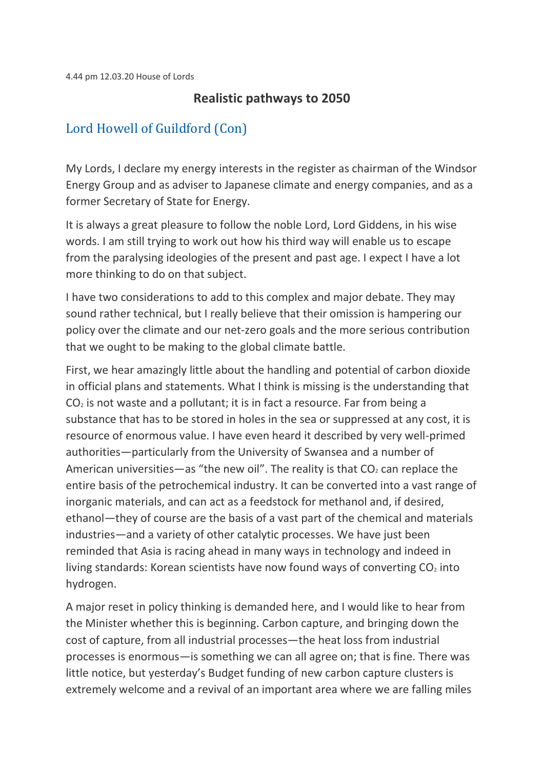4.44 pm 12.03.20 House of Lords

## Realistic pathways to 2050

### Lord Howell of Guildford (Con)

My Lords, I declare my energy interests in the register as chairman of the Windsor Energy Group and as adviser to Japanese climate and energy companies, and as a former Secretary of State for Energy.

It is always a great pleasure to follow the noble Lord, Lord Giddens, in his wise words. I am still trying to work out how his third way will enable us to escape from the paralysing ideologies of the present and past age. I expect I have a lot more thinking to do on that subject.

I have two considerations to add to this complex and major debate. They may sound rather technical, but I really believe that their omission is hampering our policy over the climate and our net-zero goals and the more serious contribution that we ought to be making to the global climate battle.

First, we hear amazingly little about the handling and potential of carbon dioxide in official plans and statements. What I think is missing is the understanding that $CO_2$ is not waste and a pollutant; it is in fact a resource. Far from being a substance that has to be stored in holes in the sea or suppressed at any cost, it is resource of enormous value. I have even heard it described by very well-primed authorities—particularly from the University of Swansea and a number of American universities—as "the new oil". The reality is that $CO_2$ can replace the entire basis of the petrochemical industry. It can be converted into a vast range of inorganic materials, and can act as a feedstock for methanol and, if desired, ethanol—they of course are the basis of a vast part of the chemical and materials industries—and a variety of other catalytic processes. We have just been reminded that Asia is racing ahead in many ways in technology and indeed in living standards: Korean scientists have now found ways of converting $CO_2$ into hydrogen.

A major reset in policy thinking is demanded here, and I would like to hear from the Minister whether this is beginning. Carbon capture, and bringing down the cost of capture, from all industrial processes—the heat loss from industrial processes is enormous—is something we can all agree on; that is fine. There was little notice, but yesterday's Budget funding of new carbon capture clusters is extremely welcome and a revival of an important area where we are falling miles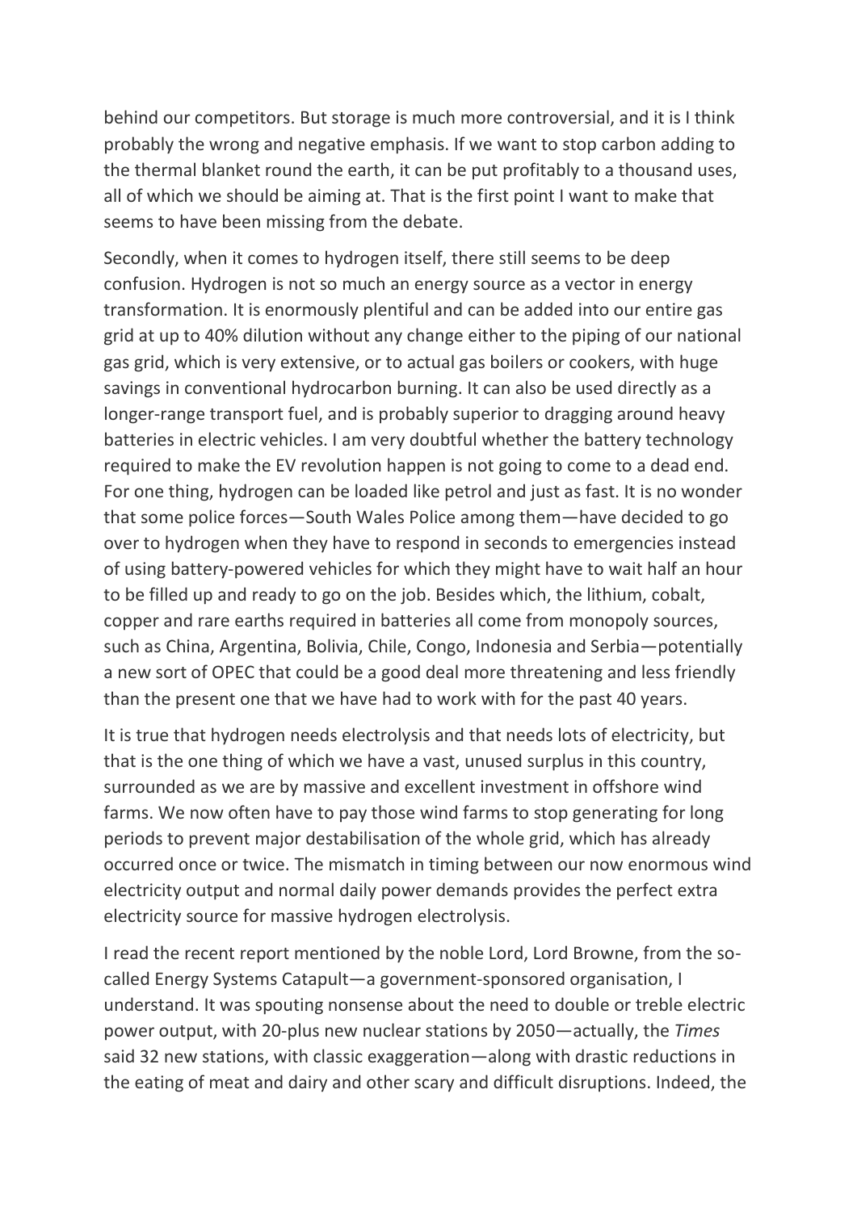behind our competitors. But storage is much more controversial, and it is I think probably the wrong and negative emphasis. If we want to stop carbon adding to the thermal blanket round the earth, it can be put profitably to a thousand uses, all of which we should be aiming at. That is the first point I want to make that seems to have been missing from the debate.

Secondly, when it comes to hydrogen itself, there still seems to be deep confusion. Hydrogen is not so much an energy source as a vector in energy transformation. It is enormously plentiful and can be added into our entire gas grid at up to 40% dilution without any change either to the piping of our national gas grid, which is very extensive, or to actual gas boilers or cookers, with huge savings in conventional hydrocarbon burning. It can also be used directly as a longer-range transport fuel, and is probably superior to dragging around heavy batteries in electric vehicles. I am very doubtful whether the battery technology required to make the EV revolution happen is not going to come to a dead end. For one thing, hydrogen can be loaded like petrol and just as fast. It is no wonder that some police forces—South Wales Police among them—have decided to go over to hydrogen when they have to respond in seconds to emergencies instead of using battery-powered vehicles for which they might have to wait half an hour to be filled up and ready to go on the job. Besides which, the lithium, cobalt, copper and rare earths required in batteries all come from monopoly sources, such as China, Argentina, Bolivia, Chile, Congo, Indonesia and Serbia—potentially a new sort of OPEC that could be a good deal more threatening and less friendly than the present one that we have had to work with for the past 40 years.

It is true that hydrogen needs electrolysis and that needs lots of electricity, but that is the one thing of which we have a vast, unused surplus in this country, surrounded as we are by massive and excellent investment in offshore wind farms. We now often have to pay those wind farms to stop generating for long periods to prevent major destabilisation of the whole grid, which has already occurred once or twice. The mismatch in timing between our now enormous wind electricity output and normal daily power demands provides the perfect extra electricity source for massive hydrogen electrolysis.

I read the recent report mentioned by the noble Lord, Lord Browne, from the so-called Energy Systems Catapult—a government-sponsored organisation, I understand. It was spouting nonsense about the need to double or treble electric power output, with 20-plus new nuclear stations by 2050—actually, the *Times* said 32 new stations, with classic exaggeration—along with drastic reductions in the eating of meat and dairy and other scary and difficult disruptions. Indeed, the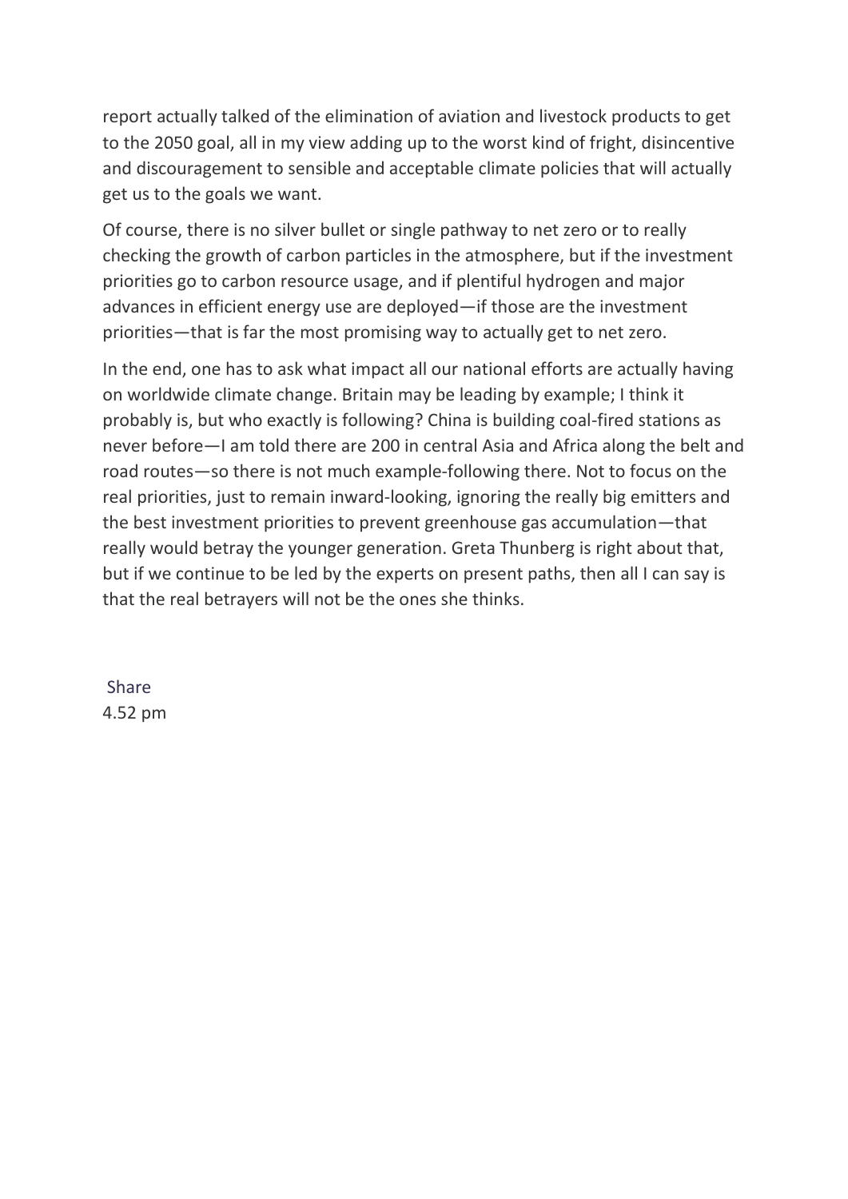report actually talked of the elimination of aviation and livestock products to get to the 2050 goal, all in my view adding up to the worst kind of fright, disincentive and discouragement to sensible and acceptable climate policies that will actually get us to the goals we want.

Of course, there is no silver bullet or single pathway to net zero or to really checking the growth of carbon particles in the atmosphere, but if the investment priorities go to carbon resource usage, and if plentiful hydrogen and major advances in efficient energy use are deployed—if those are the investment priorities—that is far the most promising way to actually get to net zero.

In the end, one has to ask what impact all our national efforts are actually having on worldwide climate change. Britain may be leading by example; I think it probably is, but who exactly is following? China is building coal-fired stations as never before—I am told there are 200 in central Asia and Africa along the belt and road routes—so there is not much example-following there. Not to focus on the real priorities, just to remain inward-looking, ignoring the really big emitters and the best investment priorities to prevent greenhouse gas accumulation—that really would betray the younger generation. Greta Thunberg is right about that, but if we continue to be led by the experts on present paths, then all I can say is that the real betrayers will not be the ones she thinks.

Share
4.52 pm